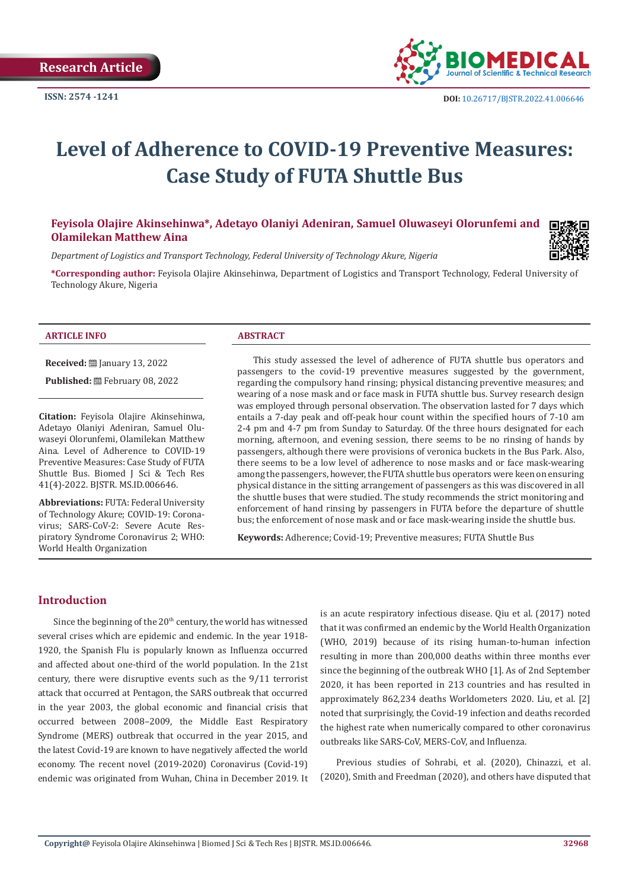Research Article

ISSN: 2574 -1241

DOI: 10.26717/BJSTR.2022.41.006646

# Level of Adherence to COVID-19 Preventive Measures: Case Study of FUTA Shuttle Bus

**Feyisola Olajire Akinsehinwa\*, Adetayo Olaniyi Adeniran, Samuel Oluwaseyi Olorunfemi and Olamilekan Matthew Aina**

*Department of Logistics and Transport Technology, Federal University of Technology Akure, Nigeria*

**\*Corresponding author:** Feyisola Olajire Akinsehinwa, Department of Logistics and Transport Technology, Federal University of Technology Akure, Nigeria

## ARTICLE INFO

**Received:** January 13, 2022

**Published:** February 08, 2022

**Citation:** Feyisola Olajire Akinsehinwa, Adetayo Olaniyi Adeniran, Samuel Oluwaseyi Olorunfemi, Olamilekan Matthew Aina. Level of Adherence to COVID-19 Preventive Measures: Case Study of FUTA Shuttle Bus. Biomed J Sci & Tech Res 41(4)-2022. BJSTR. MS.ID.006646.

**Abbreviations:** FUTA: Federal University of Technology Akure; COVID-19: Coronavirus; SARS-CoV-2: Severe Acute Respiratory Syndrome Coronavirus 2; WHO: World Health Organization

## ABSTRACT

This study assessed the level of adherence of FUTA shuttle bus operators and passengers to the covid-19 preventive measures suggested by the government, regarding the compulsory hand rinsing; physical distancing preventive measures; and wearing of a nose mask and or face mask in FUTA shuttle bus. Survey research design was employed through personal observation. The observation lasted for 7 days which entails a 7-day peak and off-peak hour count within the specified hours of 7-10 am 2-4 pm and 4-7 pm from Sunday to Saturday. Of the three hours designated for each morning, afternoon, and evening session, there seems to be no rinsing of hands by passengers, although there were provisions of veronica buckets in the Bus Park. Also, there seems to be a low level of adherence to nose masks and or face mask-wearing among the passengers, however, the FUTA shuttle bus operators were keen on ensuring physical distance in the sitting arrangement of passengers as this was discovered in all the shuttle buses that were studied. The study recommends the strict monitoring and enforcement of hand rinsing by passengers in FUTA before the departure of shuttle bus; the enforcement of nose mask and or face mask-wearing inside the shuttle bus.

**Keywords:** Adherence; Covid-19; Preventive measures; FUTA Shuttle Bus

## Introduction

Since the beginning of the 20th century, the world has witnessed several crises which are epidemic and endemic. In the year 1918-1920, the Spanish Flu is popularly known as Influenza occurred and affected about one-third of the world population. In the 21st century, there were disruptive events such as the 9/11 terrorist attack that occurred at Pentagon, the SARS outbreak that occurred in the year 2003, the global economic and financial crisis that occurred between 2008–2009, the Middle East Respiratory Syndrome (MERS) outbreak that occurred in the year 2015, and the latest Covid-19 are known to have negatively affected the world economy. The recent novel (2019-2020) Coronavirus (Covid-19) endemic was originated from Wuhan, China in December 2019. It is an acute respiratory infectious disease. Qiu et al. (2017) noted that it was confirmed an endemic by the World Health Organization (WHO, 2019) because of its rising human-to-human infection resulting in more than 200,000 deaths within three months ever since the beginning of the outbreak WHO [1]. As of 2nd September 2020, it has been reported in 213 countries and has resulted in approximately 862,234 deaths Worldometers 2020. Liu, et al. [2] noted that surprisingly, the Covid-19 infection and deaths recorded the highest rate when numerically compared to other coronavirus outbreaks like SARS-CoV, MERS-CoV, and Influenza.

Previous studies of Sohrabi, et al. (2020), Chinazzi, et al. (2020), Smith and Freedman (2020), and others have disputed that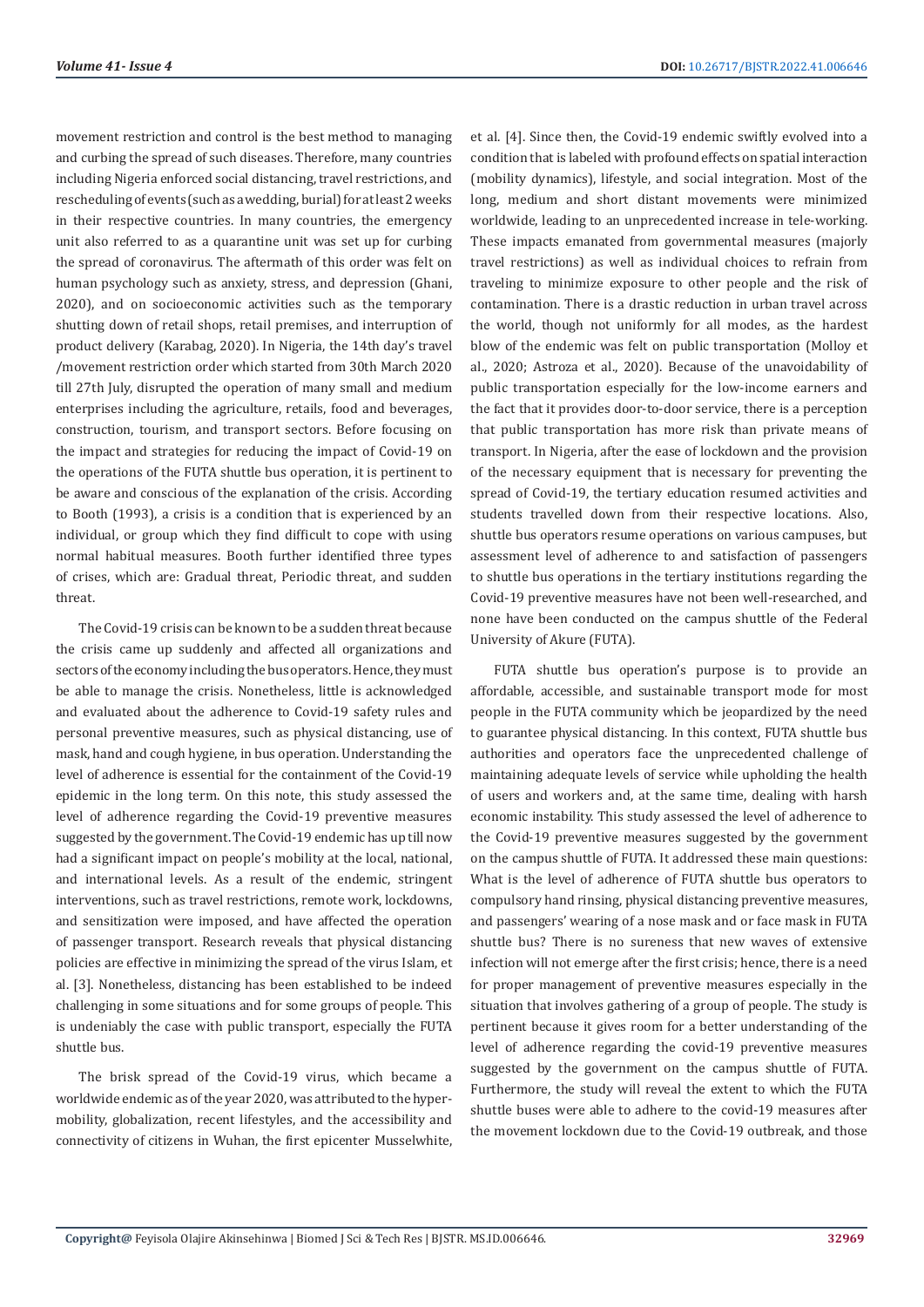movement restriction and control is the best method to managing and curbing the spread of such diseases. Therefore, many countries including Nigeria enforced social distancing, travel restrictions, and rescheduling of events (such as a wedding, burial) for at least 2 weeks in their respective countries. In many countries, the emergency unit also referred to as a quarantine unit was set up for curbing the spread of coronavirus. The aftermath of this order was felt on human psychology such as anxiety, stress, and depression (Ghani, 2020), and on socioeconomic activities such as the temporary shutting down of retail shops, retail premises, and interruption of product delivery (Karabag, 2020). In Nigeria, the 14th day's travel /movement restriction order which started from 30th March 2020 till 27th July, disrupted the operation of many small and medium enterprises including the agriculture, retails, food and beverages, construction, tourism, and transport sectors. Before focusing on the impact and strategies for reducing the impact of Covid-19 on the operations of the FUTA shuttle bus operation, it is pertinent to be aware and conscious of the explanation of the crisis. According to Booth (1993), a crisis is a condition that is experienced by an individual, or group which they find difficult to cope with using normal habitual measures. Booth further identified three types of crises, which are: Gradual threat, Periodic threat, and sudden threat.

The Covid-19 crisis can be known to be a sudden threat because the crisis came up suddenly and affected all organizations and sectors of the economy including the bus operators. Hence, they must be able to manage the crisis. Nonetheless, little is acknowledged and evaluated about the adherence to Covid-19 safety rules and personal preventive measures, such as physical distancing, use of mask, hand and cough hygiene, in bus operation. Understanding the level of adherence is essential for the containment of the Covid-19 epidemic in the long term. On this note, this study assessed the level of adherence regarding the Covid-19 preventive measures suggested by the government. The Covid-19 endemic has up till now had a significant impact on people's mobility at the local, national, and international levels. As a result of the endemic, stringent interventions, such as travel restrictions, remote work, lockdowns, and sensitization were imposed, and have affected the operation of passenger transport. Research reveals that physical distancing policies are effective in minimizing the spread of the virus Islam, et al. [3]. Nonetheless, distancing has been established to be indeed challenging in some situations and for some groups of people. This is undeniably the case with public transport, especially the FUTA shuttle bus.

The brisk spread of the Covid-19 virus, which became a worldwide endemic as of the year 2020, was attributed to the hyper-mobility, globalization, recent lifestyles, and the accessibility and connectivity of citizens in Wuhan, the first epicenter Musselwhite, et al. [4]. Since then, the Covid-19 endemic swiftly evolved into a condition that is labeled with profound effects on spatial interaction (mobility dynamics), lifestyle, and social integration. Most of the long, medium and short distant movements were minimized worldwide, leading to an unprecedented increase in tele-working. These impacts emanated from governmental measures (majorly travel restrictions) as well as individual choices to refrain from traveling to minimize exposure to other people and the risk of contamination. There is a drastic reduction in urban travel across the world, though not uniformly for all modes, as the hardest blow of the endemic was felt on public transportation (Molloy et al., 2020; Astroza et al., 2020). Because of the unavoidability of public transportation especially for the low-income earners and the fact that it provides door-to-door service, there is a perception that public transportation has more risk than private means of transport. In Nigeria, after the ease of lockdown and the provision of the necessary equipment that is necessary for preventing the spread of Covid-19, the tertiary education resumed activities and students travelled down from their respective locations. Also, shuttle bus operators resume operations on various campuses, but assessment level of adherence to and satisfaction of passengers to shuttle bus operations in the tertiary institutions regarding the Covid-19 preventive measures have not been well-researched, and none have been conducted on the campus shuttle of the Federal University of Akure (FUTA).

FUTA shuttle bus operation's purpose is to provide an affordable, accessible, and sustainable transport mode for most people in the FUTA community which be jeopardized by the need to guarantee physical distancing. In this context, FUTA shuttle bus authorities and operators face the unprecedented challenge of maintaining adequate levels of service while upholding the health of users and workers and, at the same time, dealing with harsh economic instability. This study assessed the level of adherence to the Covid-19 preventive measures suggested by the government on the campus shuttle of FUTA. It addressed these main questions: What is the level of adherence of FUTA shuttle bus operators to compulsory hand rinsing, physical distancing preventive measures, and passengers' wearing of a nose mask and or face mask in FUTA shuttle bus? There is no sureness that new waves of extensive infection will not emerge after the first crisis; hence, there is a need for proper management of preventive measures especially in the situation that involves gathering of a group of people. The study is pertinent because it gives room for a better understanding of the level of adherence regarding the covid-19 preventive measures suggested by the government on the campus shuttle of FUTA. Furthermore, the study will reveal the extent to which the FUTA shuttle buses were able to adhere to the covid-19 measures after the movement lockdown due to the Covid-19 outbreak, and those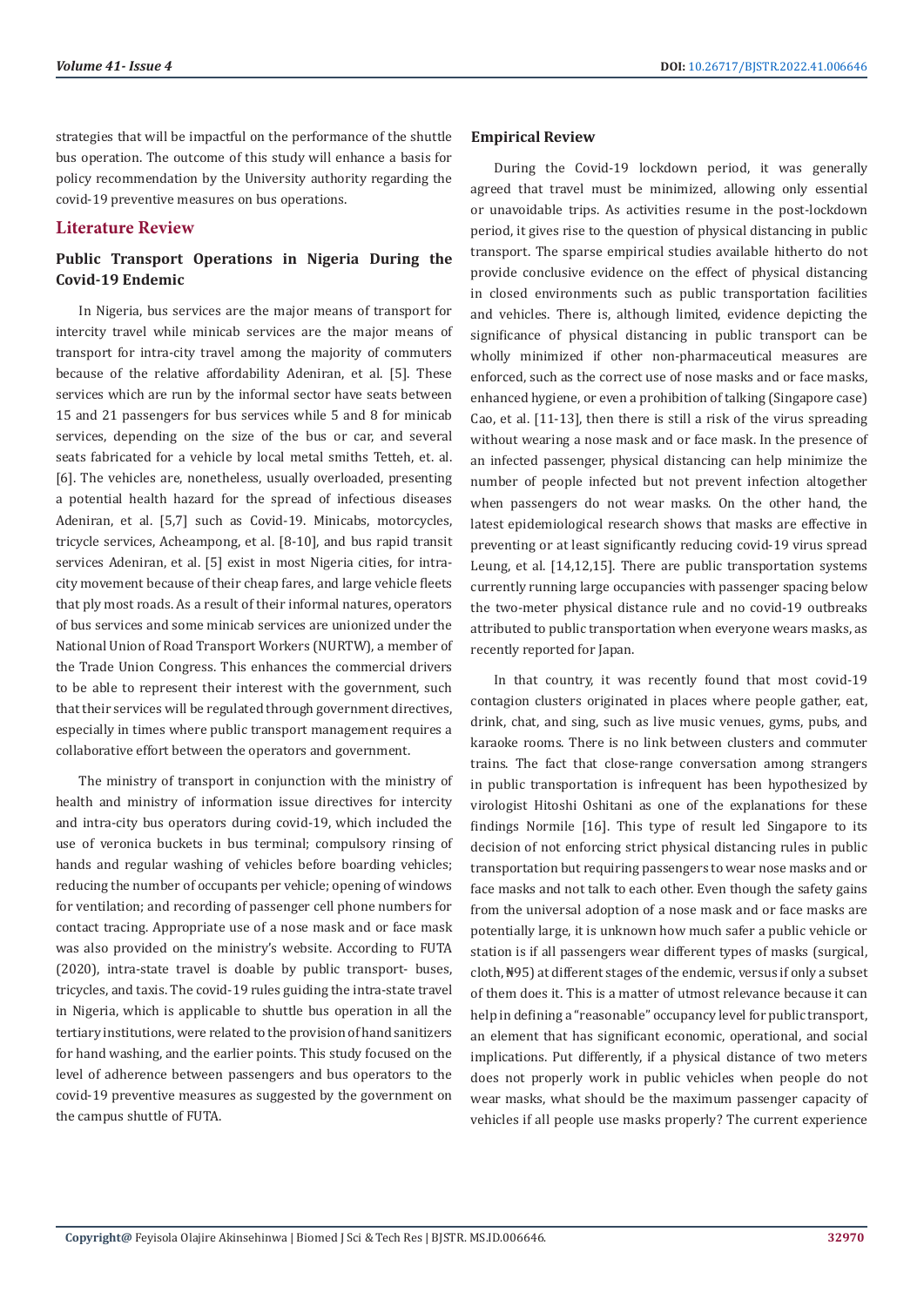strategies that will be impactful on the performance of the shuttle bus operation. The outcome of this study will enhance a basis for policy recommendation by the University authority regarding the covid-19 preventive measures on bus operations.

## Literature Review

### Public Transport Operations in Nigeria During the Covid-19 Endemic

In Nigeria, bus services are the major means of transport for intercity travel while minicab services are the major means of transport for intra-city travel among the majority of commuters because of the relative affordability Adeniran, et al. [5]. These services which are run by the informal sector have seats between 15 and 21 passengers for bus services while 5 and 8 for minicab services, depending on the size of the bus or car, and several seats fabricated for a vehicle by local metal smiths Tetteh, et. al. [6]. The vehicles are, nonetheless, usually overloaded, presenting a potential health hazard for the spread of infectious diseases Adeniran, et al. [5,7] such as Covid-19. Minicabs, motorcycles, tricycle services, Acheampong, et al. [8-10], and bus rapid transit services Adeniran, et al. [5] exist in most Nigeria cities, for intra-city movement because of their cheap fares, and large vehicle fleets that ply most roads. As a result of their informal natures, operators of bus services and some minicab services are unionized under the National Union of Road Transport Workers (NURTW), a member of the Trade Union Congress. This enhances the commercial drivers to be able to represent their interest with the government, such that their services will be regulated through government directives, especially in times where public transport management requires a collaborative effort between the operators and government.

The ministry of transport in conjunction with the ministry of health and ministry of information issue directives for intercity and intra-city bus operators during covid-19, which included the use of veronica buckets in bus terminal; compulsory rinsing of hands and regular washing of vehicles before boarding vehicles; reducing the number of occupants per vehicle; opening of windows for ventilation; and recording of passenger cell phone numbers for contact tracing. Appropriate use of a nose mask and or face mask was also provided on the ministry's website. According to FUTA (2020), intra-state travel is doable by public transport- buses, tricycles, and taxis. The covid-19 rules guiding the intra-state travel in Nigeria, which is applicable to shuttle bus operation in all the tertiary institutions, were related to the provision of hand sanitizers for hand washing, and the earlier points. This study focused on the level of adherence between passengers and bus operators to the covid-19 preventive measures as suggested by the government on the campus shuttle of FUTA.

### Empirical Review

During the Covid-19 lockdown period, it was generally agreed that travel must be minimized, allowing only essential or unavoidable trips. As activities resume in the post-lockdown period, it gives rise to the question of physical distancing in public transport. The sparse empirical studies available hitherto do not provide conclusive evidence on the effect of physical distancing in closed environments such as public transportation facilities and vehicles. There is, although limited, evidence depicting the significance of physical distancing in public transport can be wholly minimized if other non-pharmaceutical measures are enforced, such as the correct use of nose masks and or face masks, enhanced hygiene, or even a prohibition of talking (Singapore case) Cao, et al. [11-13], then there is still a risk of the virus spreading without wearing a nose mask and or face mask. In the presence of an infected passenger, physical distancing can help minimize the number of people infected but not prevent infection altogether when passengers do not wear masks. On the other hand, the latest epidemiological research shows that masks are effective in preventing or at least significantly reducing covid-19 virus spread Leung, et al. [14,12,15]. There are public transportation systems currently running large occupancies with passenger spacing below the two-meter physical distance rule and no covid-19 outbreaks attributed to public transportation when everyone wears masks, as recently reported for Japan.

In that country, it was recently found that most covid-19 contagion clusters originated in places where people gather, eat, drink, chat, and sing, such as live music venues, gyms, pubs, and karaoke rooms. There is no link between clusters and commuter trains. The fact that close-range conversation among strangers in public transportation is infrequent has been hypothesized by virologist Hitoshi Oshitani as one of the explanations for these findings Normile [16]. This type of result led Singapore to its decision of not enforcing strict physical distancing rules in public transportation but requiring passengers to wear nose masks and or face masks and not talk to each other. Even though the safety gains from the universal adoption of a nose mask and or face masks are potentially large, it is unknown how much safer a public vehicle or station is if all passengers wear different types of masks (surgical, cloth, ₦95) at different stages of the endemic, versus if only a subset of them does it. This is a matter of utmost relevance because it can help in defining a "reasonable" occupancy level for public transport, an element that has significant economic, operational, and social implications. Put differently, if a physical distance of two meters does not properly work in public vehicles when people do not wear masks, what should be the maximum passenger capacity of vehicles if all people use masks properly? The current experience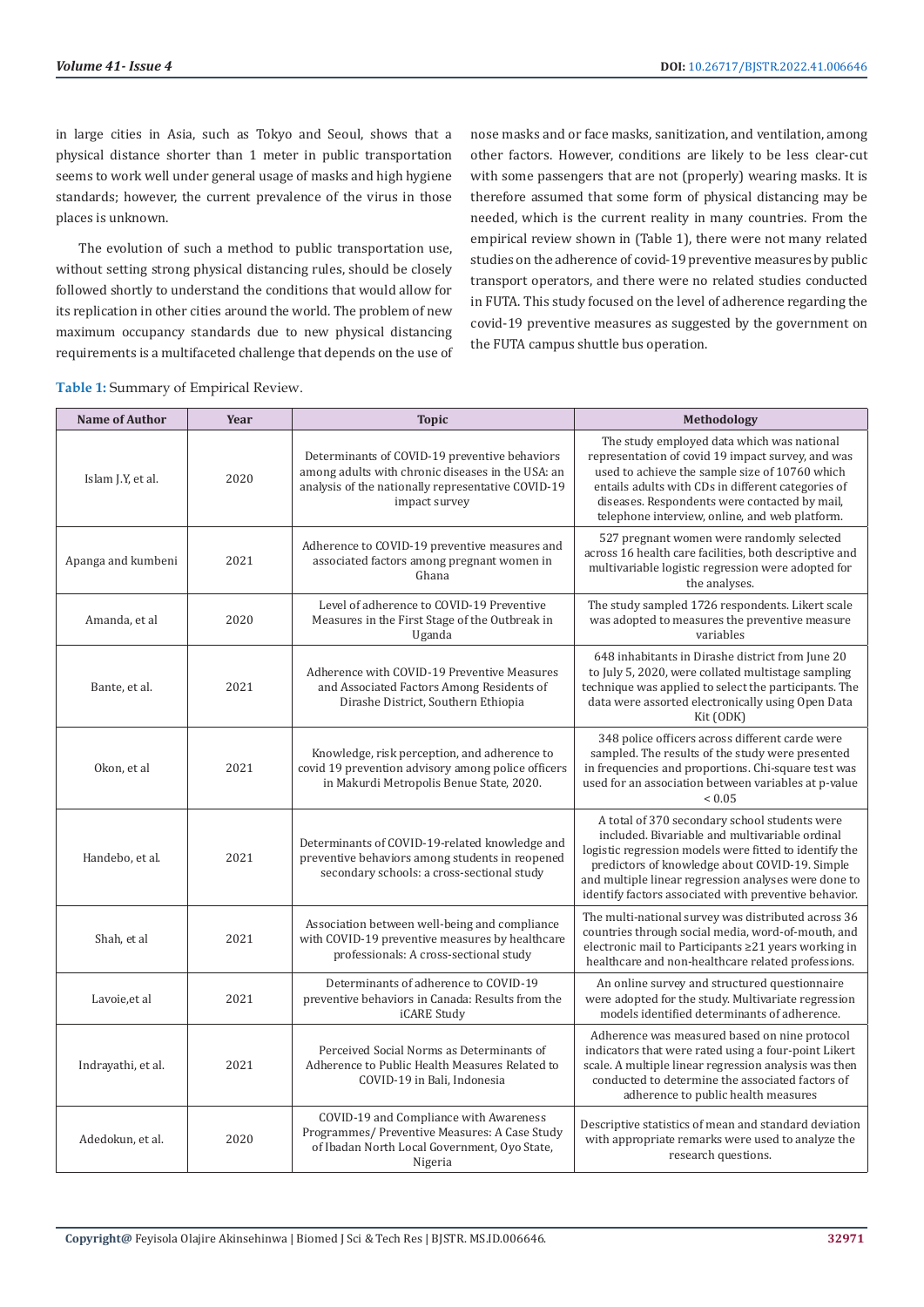in large cities in Asia, such as Tokyo and Seoul, shows that a physical distance shorter than 1 meter in public transportation seems to work well under general usage of masks and high hygiene standards; however, the current prevalence of the virus in those places is unknown.

The evolution of such a method to public transportation use, without setting strong physical distancing rules, should be closely followed shortly to understand the conditions that would allow for its replication in other cities around the world. The problem of new maximum occupancy standards due to new physical distancing requirements is a multifaceted challenge that depends on the use of nose masks and or face masks, sanitization, and ventilation, among other factors. However, conditions are likely to be less clear-cut with some passengers that are not (properly) wearing masks. It is therefore assumed that some form of physical distancing may be needed, which is the current reality in many countries. From the empirical review shown in (Table 1), there were not many related studies on the adherence of covid-19 preventive measures by public transport operators, and there were no related studies conducted in FUTA. This study focused on the level of adherence regarding the covid-19 preventive measures as suggested by the government on the FUTA campus shuttle bus operation.

**Table 1:** Summary of Empirical Review.

| Name of Author | Year | Topic | Methodology |
|---|---|---|---|
| Islam J.Y, et al. | 2020 | Determinants of COVID-19 preventive behaviors among adults with chronic diseases in the USA: an analysis of the nationally representative COVID-19 impact survey | The study employed data which was national representation of covid 19 impact survey, and was used to achieve the sample size of 10760 which entails adults with CDs in different categories of diseases. Respondents were contacted by mail, telephone interview, online, and web platform. |
| Apanga and kumbeni | 2021 | Adherence to COVID-19 preventive measures and associated factors among pregnant women in Ghana | 527 pregnant women were randomly selected across 16 health care facilities, both descriptive and multivariable logistic regression were adopted for the analyses. |
| Amanda, et al | 2020 | Level of adherence to COVID-19 Preventive Measures in the First Stage of the Outbreak in Uganda | The study sampled 1726 respondents. Likert scale was adopted to measures the preventive measure variables |
| Bante, et al. | 2021 | Adherence with COVID-19 Preventive Measures and Associated Factors Among Residents of Dirashe District, Southern Ethiopia | 648 inhabitants in Dirashe district from June 20 to July 5, 2020, were collated multistage sampling technique was applied to select the participants. The data were assorted electronically using Open Data Kit (ODK) |
| Okon, et al | 2021 | Knowledge, risk perception, and adherence to covid 19 prevention advisory among police officers in Makurdi Metropolis Benue State, 2020. | 348 police officers across different carde were sampled. The results of the study were presented in frequencies and proportions. Chi-square test was used for an association between variables at p-value < 0.05 |
| Handebo, et al. | 2021 | Determinants of COVID-19-related knowledge and preventive behaviors among students in reopened secondary schools: a cross-sectional study | A total of 370 secondary school students were included. Bivariable and multivariable ordinal logistic regression models were fitted to identify the predictors of knowledge about COVID-19. Simple and multiple linear regression analyses were done to identify factors associated with preventive behavior. |
| Shah, et al | 2021 | Association between well-being and compliance with COVID-19 preventive measures by healthcare professionals: A cross-sectional study | The multi-national survey was distributed across 36 countries through social media, word-of-mouth, and electronic mail to Participants ≥21 years working in healthcare and non-healthcare related professions. |
| Lavoie,et al | 2021 | Determinants of adherence to COVID-19 preventive behaviors in Canada: Results from the iCARE Study | An online survey and structured questionnaire were adopted for the study. Multivariate regression models identified determinants of adherence. |
| Indrayathi, et al. | 2021 | Perceived Social Norms as Determinants of Adherence to Public Health Measures Related to COVID-19 in Bali, Indonesia | Adherence was measured based on nine protocol indicators that were rated using a four-point Likert scale. A multiple linear regression analysis was then conducted to determine the associated factors of adherence to public health measures |
| Adedokun, et al. | 2020 | COVID-19 and Compliance with Awareness Programmes/ Preventive Measures: A Case Study of Ibadan North Local Government, Oyo State, Nigeria | Descriptive statistics of mean and standard deviation with appropriate remarks were used to analyze the research questions. |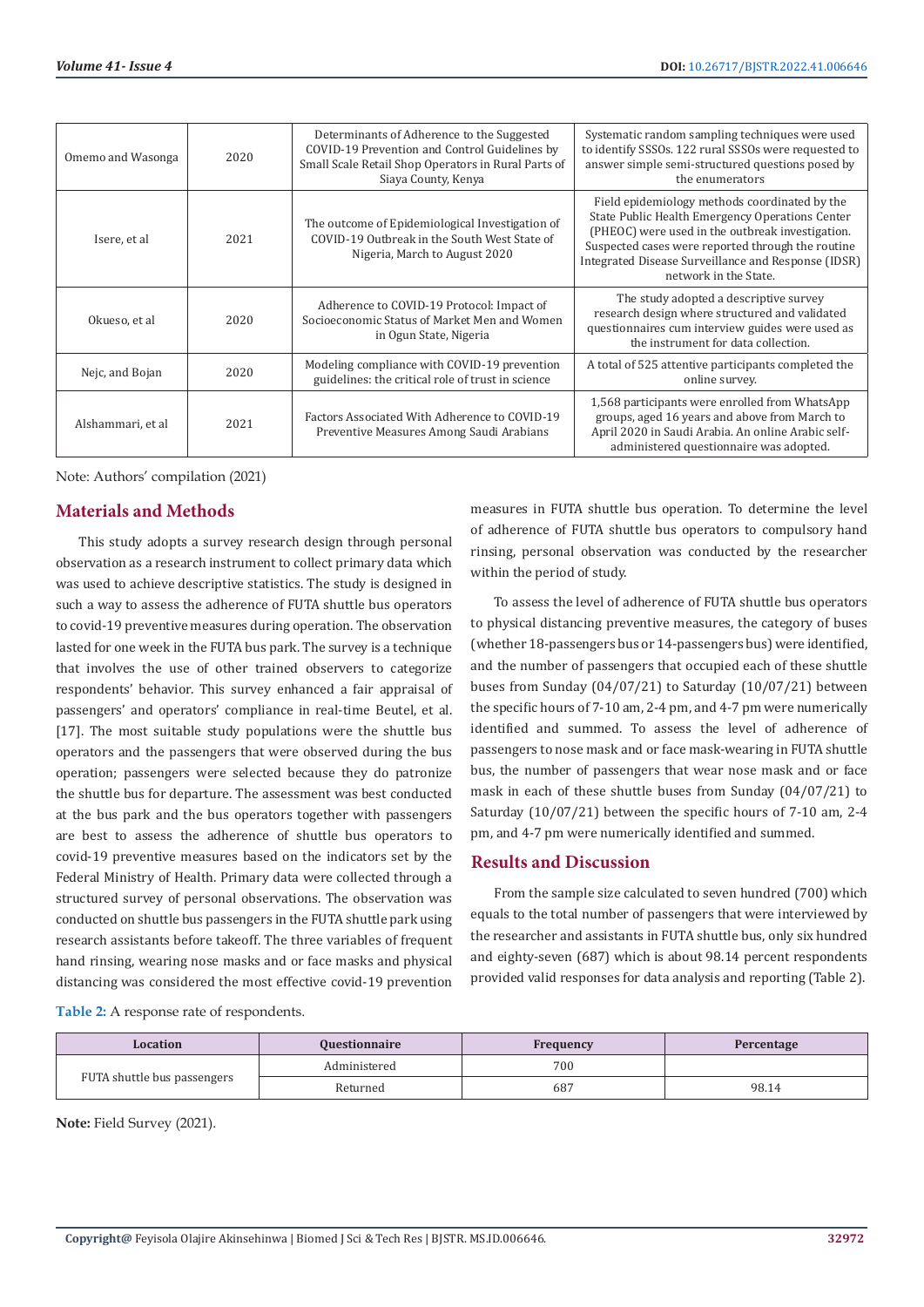| Omemo and Wasonga | 2020 | Determinants of Adherence to the Suggested COVID-19 Prevention and Control Guidelines by Small Scale Retail Shop Operators in Rural Parts of Siaya County, Kenya | Systematic random sampling techniques were used to identify SSSOs. 122 rural SSSOs were requested to answer simple semi-structured questions posed by the enumerators |
|---|---|---|---|
| Isere, et al | 2021 | The outcome of Epidemiological Investigation of COVID-19 Outbreak in the South West State of Nigeria, March to August 2020 | Field epidemiology methods coordinated by the State Public Health Emergency Operations Center (PHEOC) were used in the outbreak investigation. Suspected cases were reported through the routine Integrated Disease Surveillance and Response (IDSR) network in the State. |
| Okueso, et al | 2020 | Adherence to COVID-19 Protocol: Impact of Socioeconomic Status of Market Men and Women in Ogun State, Nigeria | The study adopted a descriptive survey research design where structured and validated questionnaires cum interview guides were used as the instrument for data collection. |
| Nejc, and Bojan | 2020 | Modeling compliance with COVID-19 prevention guidelines: the critical role of trust in science | A total of 525 attentive participants completed the online survey. |
| Alshammari, et al | 2021 | Factors Associated With Adherence to COVID-19 Preventive Measures Among Saudi Arabians | 1,568 participants were enrolled from WhatsApp groups, aged 16 years and above from March to April 2020 in Saudi Arabia. An online Arabic self-administered questionnaire was adopted. |

Note: Authors' compilation (2021)

## Materials and Methods

This study adopts a survey research design through personal observation as a research instrument to collect primary data which was used to achieve descriptive statistics. The study is designed in such a way to assess the adherence of FUTA shuttle bus operators to covid-19 preventive measures during operation. The observation lasted for one week in the FUTA bus park. The survey is a technique that involves the use of other trained observers to categorize respondents' behavior. This survey enhanced a fair appraisal of passengers' and operators' compliance in real-time Beutel, et al. [17]. The most suitable study populations were the shuttle bus operators and the passengers that were observed during the bus operation; passengers were selected because they do patronize the shuttle bus for departure. The assessment was best conducted at the bus park and the bus operators together with passengers are best to assess the adherence of shuttle bus operators to covid-19 preventive measures based on the indicators set by the Federal Ministry of Health. Primary data were collected through a structured survey of personal observations. The observation was conducted on shuttle bus passengers in the FUTA shuttle park using research assistants before takeoff. The three variables of frequent hand rinsing, wearing nose masks and or face masks and physical distancing was considered the most effective covid-19 prevention measures in FUTA shuttle bus operation. To determine the level of adherence of FUTA shuttle bus operators to compulsory hand rinsing, personal observation was conducted by the researcher within the period of study.

To assess the level of adherence of FUTA shuttle bus operators to physical distancing preventive measures, the category of buses (whether 18-passengers bus or 14-passengers bus) were identified, and the number of passengers that occupied each of these shuttle buses from Sunday (04/07/21) to Saturday (10/07/21) between the specific hours of 7-10 am, 2-4 pm, and 4-7 pm were numerically identified and summed. To assess the level of adherence of passengers to nose mask and or face mask-wearing in FUTA shuttle bus, the number of passengers that wear nose mask and or face mask in each of these shuttle buses from Sunday (04/07/21) to Saturday (10/07/21) between the specific hours of 7-10 am, 2-4 pm, and 4-7 pm were numerically identified and summed.

## Results and Discussion

From the sample size calculated to seven hundred (700) which equals to the total number of passengers that were interviewed by the researcher and assistants in FUTA shuttle bus, only six hundred and eighty-seven (687) which is about 98.14 percent respondents provided valid responses for data analysis and reporting (Table 2).

**Table 2:** A response rate of respondents.

| Location | Questionnaire | Frequency | Percentage |
|---|---|---|---|
| FUTA shuttle bus passengers | Administered | 700 | |
| | Returned | 687 | 98.14 |

**Note:** Field Survey (2021).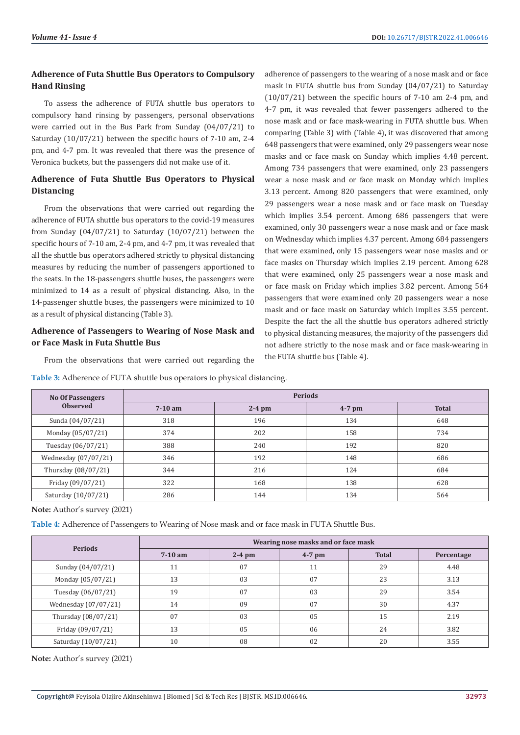### Adherence of Futa Shuttle Bus Operators to Compulsory Hand Rinsing

To assess the adherence of FUTA shuttle bus operators to compulsory hand rinsing by passengers, personal observations were carried out in the Bus Park from Sunday (04/07/21) to Saturday (10/07/21) between the specific hours of 7-10 am, 2-4 pm, and 4-7 pm. It was revealed that there was the presence of Veronica buckets, but the passengers did not make use of it.

### Adherence of Futa Shuttle Bus Operators to Physical Distancing

From the observations that were carried out regarding the adherence of FUTA shuttle bus operators to the covid-19 measures from Sunday (04/07/21) to Saturday (10/07/21) between the specific hours of 7-10 am, 2-4 pm, and 4-7 pm, it was revealed that all the shuttle bus operators adhered strictly to physical distancing measures by reducing the number of passengers apportioned to the seats. In the 18-passengers shuttle buses, the passengers were minimized to 14 as a result of physical distancing. Also, in the 14-passenger shuttle buses, the passengers were minimized to 10 as a result of physical distancing (Table 3).

### Adherence of Passengers to Wearing of Nose Mask and or Face Mask in Futa Shuttle Bus

From the observations that were carried out regarding the adherence of passengers to the wearing of a nose mask and or face mask in FUTA shuttle bus from Sunday (04/07/21) to Saturday (10/07/21) between the specific hours of 7-10 am 2-4 pm, and 4-7 pm, it was revealed that fewer passengers adhered to the nose mask and or face mask-wearing in FUTA shuttle bus. When comparing (Table 3) with (Table 4), it was discovered that among 648 passengers that were examined, only 29 passengers wear nose masks and or face mask on Sunday which implies 4.48 percent. Among 734 passengers that were examined, only 23 passengers wear a nose mask and or face mask on Monday which implies 3.13 percent. Among 820 passengers that were examined, only 29 passengers wear a nose mask and or face mask on Tuesday which implies 3.54 percent. Among 686 passengers that were examined, only 30 passengers wear a nose mask and or face mask on Wednesday which implies 4.37 percent. Among 684 passengers that were examined, only 15 passengers wear nose masks and or face masks on Thursday which implies 2.19 percent. Among 628 that were examined, only 25 passengers wear a nose mask and or face mask on Friday which implies 3.82 percent. Among 564 passengers that were examined only 20 passengers wear a nose mask and or face mask on Saturday which implies 3.55 percent. Despite the fact the all the shuttle bus operators adhered strictly to physical distancing measures, the majority of the passengers did not adhere strictly to the nose mask and or face mask-wearing in the FUTA shuttle bus (Table 4).

**Table 3:** Adherence of FUTA shuttle bus operators to physical distancing.

| No Of Passengers Observed | Periods | | | |
|---|---|---|---|---|
| | 7-10 am | 2-4 pm | 4-7 pm | Total |
| Sunda (04/07/21) | 318 | 196 | 134 | 648 |
| Monday (05/07/21) | 374 | 202 | 158 | 734 |
| Tuesday (06/07/21) | 388 | 240 | 192 | 820 |
| Wednesday (07/07/21) | 346 | 192 | 148 | 686 |
| Thursday (08/07/21) | 344 | 216 | 124 | 684 |
| Friday (09/07/21) | 322 | 168 | 138 | 628 |
| Saturday (10/07/21) | 286 | 144 | 134 | 564 |

**Note:** Author's survey (2021)

**Table 4:** Adherence of Passengers to Wearing of Nose mask and or face mask in FUTA Shuttle Bus.

| Periods | Wearing nose masks and or face mask | | | | |
|---|---|---|---|---|---|
| | 7-10 am | 2-4 pm | 4-7 pm | Total | Percentage |
| Sunday (04/07/21) | 11 | 07 | 11 | 29 | 4.48 |
| Monday (05/07/21) | 13 | 03 | 07 | 23 | 3.13 |
| Tuesday (06/07/21) | 19 | 07 | 03 | 29 | 3.54 |
| Wednesday (07/07/21) | 14 | 09 | 07 | 30 | 4.37 |
| Thursday (08/07/21) | 07 | 03 | 05 | 15 | 2.19 |
| Friday (09/07/21) | 13 | 05 | 06 | 24 | 3.82 |
| Saturday (10/07/21) | 10 | 08 | 02 | 20 | 3.55 |

**Note:** Author's survey (2021)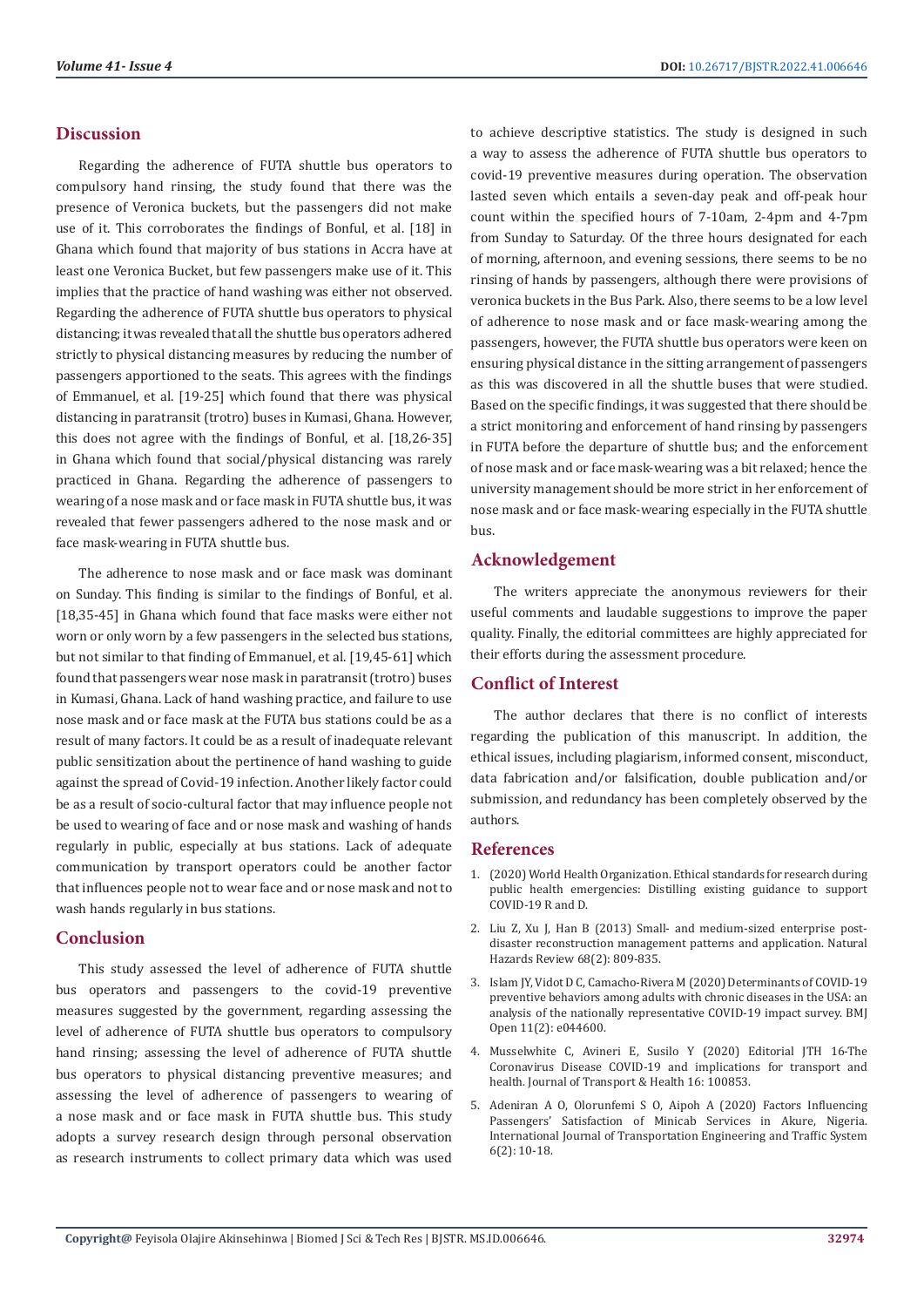## Discussion

Regarding the adherence of FUTA shuttle bus operators to compulsory hand rinsing, the study found that there was the presence of Veronica buckets, but the passengers did not make use of it. This corroborates the findings of Bonful, et al. [18] in Ghana which found that majority of bus stations in Accra have at least one Veronica Bucket, but few passengers make use of it. This implies that the practice of hand washing was either not observed. Regarding the adherence of FUTA shuttle bus operators to physical distancing; it was revealed that all the shuttle bus operators adhered strictly to physical distancing measures by reducing the number of passengers apportioned to the seats. This agrees with the findings of Emmanuel, et al. [19-25] which found that there was physical distancing in paratransit (trotro) buses in Kumasi, Ghana. However, this does not agree with the findings of Bonful, et al. [18,26-35] in Ghana which found that social/physical distancing was rarely practiced in Ghana. Regarding the adherence of passengers to wearing of a nose mask and or face mask in FUTA shuttle bus, it was revealed that fewer passengers adhered to the nose mask and or face mask-wearing in FUTA shuttle bus.

The adherence to nose mask and or face mask was dominant on Sunday. This finding is similar to the findings of Bonful, et al. [18,35-45] in Ghana which found that face masks were either not worn or only worn by a few passengers in the selected bus stations, but not similar to that finding of Emmanuel, et al. [19,45-61] which found that passengers wear nose mask in paratransit (trotro) buses in Kumasi, Ghana. Lack of hand washing practice, and failure to use nose mask and or face mask at the FUTA bus stations could be as a result of many factors. It could be as a result of inadequate relevant public sensitization about the pertinence of hand washing to guide against the spread of Covid-19 infection. Another likely factor could be as a result of socio-cultural factor that may influence people not be used to wearing of face and or nose mask and washing of hands regularly in public, especially at bus stations. Lack of adequate communication by transport operators could be another factor that influences people not to wear face and or nose mask and not to wash hands regularly in bus stations.

## Conclusion

This study assessed the level of adherence of FUTA shuttle bus operators and passengers to the covid-19 preventive measures suggested by the government, regarding assessing the level of adherence of FUTA shuttle bus operators to compulsory hand rinsing; assessing the level of adherence of FUTA shuttle bus operators to physical distancing preventive measures; and assessing the level of adherence of passengers to wearing of a nose mask and or face mask in FUTA shuttle bus. This study adopts a survey research design through personal observation as research instruments to collect primary data which was used to achieve descriptive statistics. The study is designed in such a way to assess the adherence of FUTA shuttle bus operators to covid-19 preventive measures during operation. The observation lasted seven which entails a seven-day peak and off-peak hour count within the specified hours of 7-10am, 2-4pm and 4-7pm from Sunday to Saturday. Of the three hours designated for each of morning, afternoon, and evening sessions, there seems to be no rinsing of hands by passengers, although there were provisions of veronica buckets in the Bus Park. Also, there seems to be a low level of adherence to nose mask and or face mask-wearing among the passengers, however, the FUTA shuttle bus operators were keen on ensuring physical distance in the sitting arrangement of passengers as this was discovered in all the shuttle buses that were studied. Based on the specific findings, it was suggested that there should be a strict monitoring and enforcement of hand rinsing by passengers in FUTA before the departure of shuttle bus; and the enforcement of nose mask and or face mask-wearing was a bit relaxed; hence the university management should be more strict in her enforcement of nose mask and or face mask-wearing especially in the FUTA shuttle bus.

## Acknowledgement

The writers appreciate the anonymous reviewers for their useful comments and laudable suggestions to improve the paper quality. Finally, the editorial committees are highly appreciated for their efforts during the assessment procedure.

## Conflict of Interest

The author declares that there is no conflict of interests regarding the publication of this manuscript. In addition, the ethical issues, including plagiarism, informed consent, misconduct, data fabrication and/or falsification, double publication and/or submission, and redundancy has been completely observed by the authors.

## References

1. (2020) World Health Organization. Ethical standards for research during public health emergencies: Distilling existing guidance to support COVID-19 R and D.
2. Liu Z, Xu J, Han B (2013) Small- and medium-sized enterprise post-disaster reconstruction management patterns and application. Natural Hazards Review 68(2): 809-835.
3. Islam JY, Vidot D C, Camacho-Rivera M (2020) Determinants of COVID-19 preventive behaviors among adults with chronic diseases in the USA: an analysis of the nationally representative COVID-19 impact survey. BMJ Open 11(2): e044600.
4. Musselwhite C, Avineri E, Susilo Y (2020) Editorial JTH 16-The Coronavirus Disease COVID-19 and implications for transport and health. Journal of Transport & Health 16: 100853.
5. Adeniran A O, Olorunfemi S O, Aipoh A (2020) Factors Influencing Passengers' Satisfaction of Minicab Services in Akure, Nigeria. International Journal of Transportation Engineering and Traffic System 6(2): 10-18.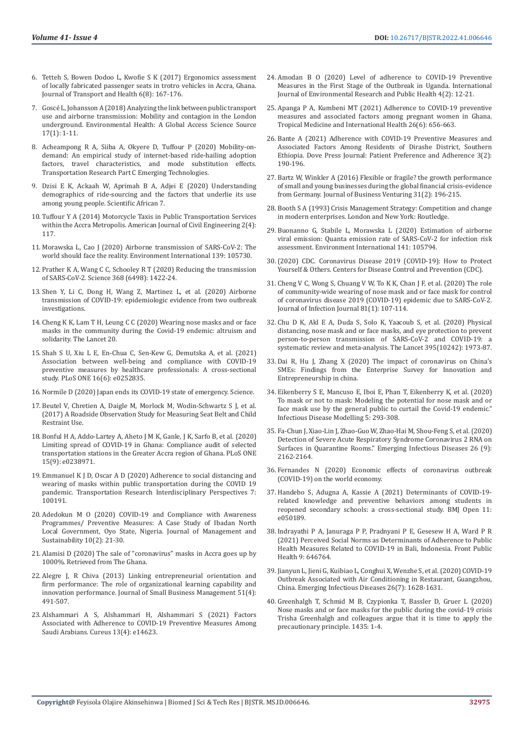6. Tetteh S, Bowen Dodoo L, Kwofie S K (2017) Ergonomics assessment of locally fabricated passenger seats in trotro vehicles in Accra, Ghana. Journal of Transport and Health 6(8): 167-176.
7. Goscé L, Johansson A (2018) Analyzing the link between public transport use and airborne transmission: Mobility and contagion in the London underground. Environmental Health: A Global Access Science Source 17(1): 1-11.
8. Acheampong R A, Siiba A, Okyere D, Tuffour P (2020) Mobility-on-demand: An empirical study of internet-based ride-hailing adoption factors, travel characteristics, and mode substitution effects. Transportation Research Part C Emerging Technologies.
9. Dzisi E K, Ackaah W, Aprimah B A, Adjei E (2020) Understanding demographics of ride-sourcing and the factors that underlie its use among young people. Scientific African 7.
10. Tuffour Y A (2014) Motorcycle Taxis in Public Transportation Services within the Accra Metropolis. American Journal of Civil Engineering 2(4): 117.
11. Morawska L, Cao J (2020) Airborne transmission of SARS-CoV-2: The world should face the reality. Environment International 139: 105730.
12. Prather K A, Wang C C, Schooley R T (2020) Reducing the transmission of SARS-CoV-2. Science 368 (6498): 1422-24.
13. Shen Y, Li C, Dong H, Wang Z, Martinez L, et al. (2020) Airborne transmission of COVID-19: epidemiologic evidence from two outbreak investigations.
14. Cheng K K, Lam T H, Leung C C (2020) Wearing nose masks and or face masks in the community during the Covid-19 endemic: altruism and solidarity. The Lancet 20.
15. Shah S U, Xiu L E, En-Chua C, Sen-Kew G, Demutska A, et al. (2021) Association between well-being and compliance with COVID-19 preventive measures by healthcare professionals: A cross-sectional study. PLoS ONE 16(6): e0252835.
16. Normile D (2020) Japan ends its COVID-19 state of emergency. Science.
17. Beutel V, Chretien A, Daigle M, Morlock M, Wodin-Schwartz S J, et al. (2017) A Roadside Observation Study for Measuring Seat Belt and Child Restraint Use.
18. Bonful H A, Addo-Lartey A, Aheto J M K, Ganle, J K, Sarfo B, et al. (2020) Limiting spread of COVID-19 in Ghana: Compliance audit of selected transportation stations in the Greater Accra region of Ghana. PLoS ONE 15(9): e0238971.
19. Emmanuel K J D, Oscar A D (2020) Adherence to social distancing and wearing of masks within public transportation during the COVID 19 pandemic. Transportation Research Interdisciplinary Perspectives 7: 100191.
20. Adedokun M O (2020) COVID-19 and Compliance with Awareness Programmes/ Preventive Measures: A Case Study of Ibadan North Local Government, Oyo State, Nigeria. Journal of Management and Sustainability 10(2): 21-30.
21. Alamisi D (2020) The sale of "coronavirus" masks in Accra goes up by 1000%. Retrieved from The Ghana.
22. Alegre J, R Chiva (2013) Linking entrepreneurial orientation and firm performance: The role of organizational learning capability and innovation performance. Journal of Small Business Management 51(4): 491-507.
23. Alshammari A S, Alshammari H, Alshammari S (2021) Factors Associated with Adherence to COVID-19 Preventive Measures Among Saudi Arabians. Cureus 13(4): e14623.
24. Amodan B O (2020) Level of adherence to COVID-19 Preventive Measures in the First Stage of the Outbreak in Uganda. International Journal of Environmental Research and Public Health 4(2): 12-21.
25. Apanga P A, Kumbeni MT (2021) Adherence to COVID-19 preventive measures and associated factors among pregnant women in Ghana. Tropical Medicine and International Health 26(6): 656-663.
26. Bante A (2021) Adherence with COVID-19 Preventive Measures and Associated Factors Among Residents of Dirashe District, Southern Ethiopia. Dove Press Journal: Patient Preference and Adherence 3(2): 190-196.
27. Bartz W, Winkler A (2016) Flexible or fragile? the growth performance of small and young businesses during the global financial crisis-evidence from Germany. Journal of Business Venturing 31(2): 196-215.
28. Booth S A (1993) Crisis Management Strategy: Competition and change in modern enterprises. London and New York: Routledge.
29. Buonanno G, Stabile L, Morawska L (2020) Estimation of airborne viral emission: Quanta emission rate of SARS-CoV-2 for infection risk assessment. Environment International 141: 105794.
30. (2020) CDC. Coronavirus Disease 2019 (COVID-19): How to Protect Yourself & Others. Centers for Disease Control and Prevention (CDC).
31. Cheng V C, Wong S, Chuang V W, To K K, Chan J F, et al. (2020) The role of community-wide wearing of nose mask and or face mask for control of coronavirus disease 2019 (COVID-19) epidemic due to SARS-CoV-2. Journal of Infection Journal 81(1): 107-114.
32. Chu D K, Akl E A, Duda S, Solo K, Yaacoub S, et al. (2020) Physical distancing, nose mask and or face masks, and eye protection to prevent person-to-person transmission of SARS-CoV-2 and COVID-19: a systematic review and meta-analysis. The Lancet 395(10242): 1973-87.
33. Dai R, Hu J, Zhang X (2020) The impact of coronavirus on China's SMEs: Findings from the Enterprise Survey for Innovation and Entrepreneurship in china.
34. Eikenberry S E, Mancuso E, Iboi E, Phan T, Eikenberry K, et al. (2020) To mask or not to mask: Modeling the potential for nose mask and or face mask use by the general public to curtail the Covid-19 endemic." Infectious Disease Modelling 5: 293-308.
35. Fa-Chun J, Xiao-Lin J, Zhao-Guo W, Zhao-Hai M, Shou-Feng S, et al. (2020) Detection of Severe Acute Respiratory Syndrome Coronavirus 2 RNA on Surfaces in Quarantine Rooms." Emerging Infectious Diseases 26 (9): 2162-2164.
36. Fernandes N (2020) Economic effects of coronavirus outbreak (COVID-19) on the world economy.
37. Handebo S, Adugna A, Kassie A (2021) Determinants of COVID-19-related knowledge and preventive behaviors among students in reopened secondary schools: a cross-sectional study. BMJ Open 11: e050189.
38. Indrayathi P A, Januraga P P, Pradnyani P E, Gesesew H A, Ward P R (2021) Perceived Social Norms as Determinants of Adherence to Public Health Measures Related to COVID-19 in Bali, Indonesia. Front Public Health 9: 646764.
39. Jianyun L, Jieni G, Kuibiao L, Conghui X, Wenzhe S, et al. (2020) COVID-19 Outbreak Associated with Air Conditioning in Restaurant, Guangzhou, China. Emerging Infectious Diseases 26(7): 1628-1631.
40. Greenhalgh T, Schmid M B, Czypionka T, Bassler D, Gruer L (2020) Nose masks and or face masks for the public during the covid-19 crisis Trisha Greenhalgh and colleagues argue that it is time to apply the precautionary principle. 1435: 1-4.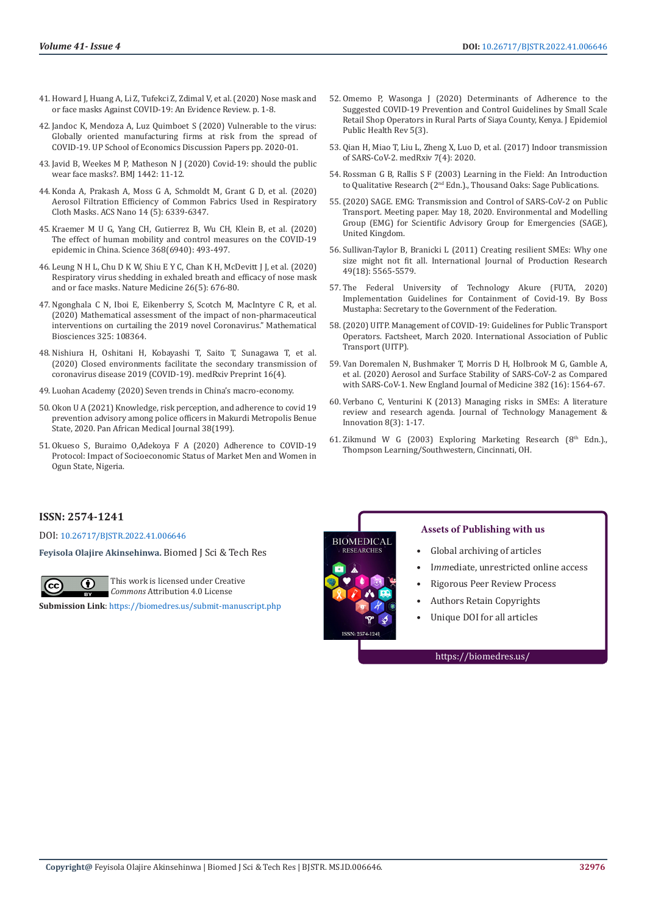41. Howard J, Huang A, Li Z, Tufekci Z, Zdimal V, et al. (2020) Nose mask and or face masks Against COVID-19: An Evidence Review. p. 1-8.
42. Jandoc K, Mendoza A, Luz Quimboet S (2020) Vulnerable to the virus: Globally oriented manufacturing firms at risk from the spread of COVID-19. UP School of Economics Discussion Papers pp. 2020-01.
43. Javid B, Weekes M P, Matheson N J (2020) Covid-19: should the public wear face masks?. BMJ 1442: 11-12.
44. Konda A, Prakash A, Moss G A, Schmoldt M, Grant G D, et al. (2020) Aerosol Filtration Efficiency of Common Fabrics Used in Respiratory Cloth Masks. ACS Nano 14 (5): 6339-6347.
45. Kraemer M U G, Yang CH, Gutierrez B, Wu CH, Klein B, et al. (2020) The effect of human mobility and control measures on the COVID-19 epidemic in China. Science 368(6940): 493-497.
46. Leung N H L, Chu D K W, Shiu E Y C, Chan K H, McDevitt J J, et al. (2020) Respiratory virus shedding in exhaled breath and efficacy of nose mask and or face masks. Nature Medicine 26(5): 676-80.
47. Ngonghala C N, Iboi E, Eikenberry S, Scotch M, MacIntyre C R, et al. (2020) Mathematical assessment of the impact of non-pharmaceutical interventions on curtailing the 2019 novel Coronavirus." Mathematical Biosciences 325: 108364.
48. Nishiura H, Oshitani H, Kobayashi T, Saito T, Sunagawa T, et al. (2020) Closed environments facilitate the secondary transmission of coronavirus disease 2019 (COVID-19). medRxiv Preprint 16(4).
49. Luohan Academy (2020) Seven trends in China's macro-economy.
50. Okon U A (2021) Knowledge, risk perception, and adherence to covid 19 prevention advisory among police officers in Makurdi Metropolis Benue State, 2020. Pan African Medical Journal 38(199).
51. Okueso S, Buraimo O,Adekoya F A (2020) Adherence to COVID-19 Protocol: Impact of Socioeconomic Status of Market Men and Women in Ogun State, Nigeria.
52. Omemo P, Wasonga J (2020) Determinants of Adherence to the Suggested COVID-19 Prevention and Control Guidelines by Small Scale Retail Shop Operators in Rural Parts of Siaya County, Kenya. J Epidemiol Public Health Rev 5(3).
53. Qian H, Miao T, Liu L, Zheng X, Luo D, et al. (2017) Indoor transmission of SARS-CoV-2. medRxiv 7(4): 2020.
54. Rossman G B, Rallis S F (2003) Learning in the Field: An Introduction to Qualitative Research (2nd Edn.)., Thousand Oaks: Sage Publications.
55. (2020) SAGE. EMG: Transmission and Control of SARS-CoV-2 on Public Transport. Meeting paper. May 18, 2020. Environmental and Modelling Group (EMG) for Scientific Advisory Group for Emergencies (SAGE), United Kingdom.
56. Sullivan-Taylor B, Branicki L (2011) Creating resilient SMEs: Why one size might not fit all. International Journal of Production Research 49(18): 5565-5579.
57. The Federal University of Technology Akure (FUTA, 2020) Implementation Guidelines for Containment of Covid-19. By Boss Mustapha: Secretary to the Government of the Federation.
58. (2020) UITP. Management of COVID-19: Guidelines for Public Transport Operators. Factsheet, March 2020. International Association of Public Transport (UITP).
59. Van Doremalen N, Bushmaker T, Morris D H, Holbrook M G, Gamble A, et al. (2020) Aerosol and Surface Stability of SARS-CoV-2 as Compared with SARS-CoV-1. New England Journal of Medicine 382 (16): 1564-67.
60. Verbano C, Venturini K (2013) Managing risks in SMEs: A literature review and research agenda. Journal of Technology Management & Innovation 8(3): 1-17.
61. Zikmund W G (2003) Exploring Marketing Research (8th Edn.)., Thompson Learning/Southwestern, Cincinnati, OH.

**ISSN: 2574-1241**

DOI: 10.26717/BJSTR.2022.41.006646

**Feyisola Olajire Akinsehinwa.** Biomed J Sci & Tech Res

This work is licensed under Creative *Commons* Attribution 4.0 License

**Submission Link**: https://biomedres.us/submit-manuscript.php

**Assets of Publishing with us**

- Global archiving of articles
- Immediate, unrestricted online access
- Rigorous Peer Review Process
- Authors Retain Copyrights
- Unique DOI for all articles

https://biomedres.us/